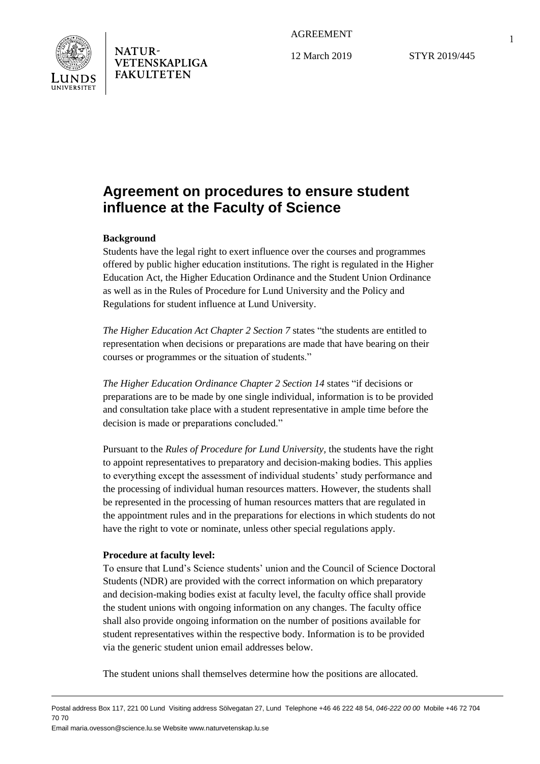NATURVETENSKAPLIGA FAKULTETEN

AGREEMENT

12 March 2019

STYR 2019/445

# Agreement on procedures to ensure student influence at the Faculty of Science

**Background**

Students have the legal right to exert influence over the courses and programmes offered by public higher education institutions. The right is regulated in the Higher Education Act, the Higher Education Ordinance and the Student Union Ordinance as well as in the Rules of Procedure for Lund University and the Policy and Regulations for student influence at Lund University.

*The Higher Education Act Chapter 2 Section 7* states "the students are entitled to representation when decisions or preparations are made that have bearing on their courses or programmes or the situation of students."

*The Higher Education Ordinance Chapter 2 Section 14* states "if decisions or preparations are to be made by one single individual, information is to be provided and consultation take place with a student representative in ample time before the decision is made or preparations concluded."

Pursuant to the *Rules of Procedure for Lund University,* the students have the right to appoint representatives to preparatory and decision-making bodies. This applies to everything except the assessment of individual students' study performance and the processing of individual human resources matters. However, the students shall be represented in the processing of human resources matters that are regulated in the appointment rules and in the preparations for elections in which students do not have the right to vote or nominate, unless other special regulations apply.

**Procedure at faculty level:**

To ensure that Lund's Science students' union and the Council of Science Doctoral Students (NDR) are provided with the correct information on which preparatory and decision-making bodies exist at faculty level, the faculty office shall provide the student unions with ongoing information on any changes. The faculty office shall also provide ongoing information on the number of positions available for student representatives within the respective body. Information is to be provided via the generic student union email addresses below.

The student unions shall themselves determine how the positions are allocated.

Postal address Box 117, 221 00 Lund Visiting address Sölvegatan 27, Lund Telephone +46 46 222 48 54, *046-222 00 00* Mobile +46 72 704 70 70
Email maria.ovesson@science.lu.se Website www.naturvetenskap.lu.se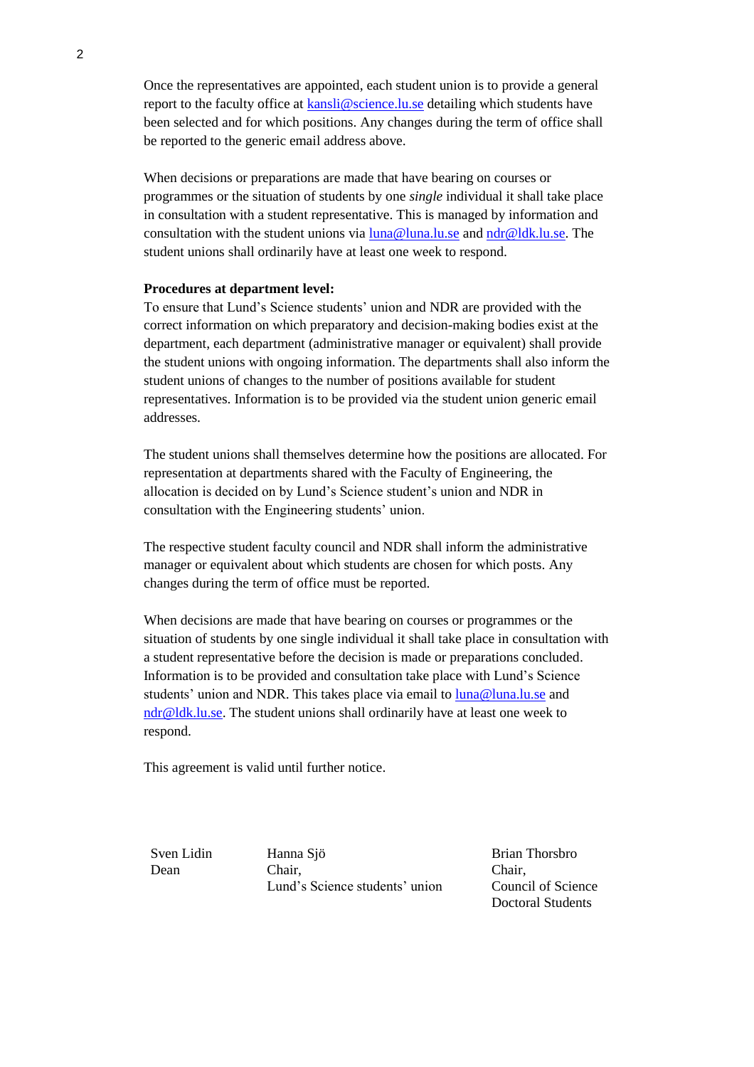Once the representatives are appointed, each student union is to provide a general report to the faculty office at kansli@science.lu.se detailing which students have been selected and for which positions. Any changes during the term of office shall be reported to the generic email address above.

When decisions or preparations are made that have bearing on courses or programmes or the situation of students by one *single* individual it shall take place in consultation with a student representative. This is managed by information and consultation with the student unions via luna@luna.lu.se and ndr@ldk.lu.se. The student unions shall ordinarily have at least one week to respond.

**Procedures at department level:**

To ensure that Lund's Science students' union and NDR are provided with the correct information on which preparatory and decision-making bodies exist at the department, each department (administrative manager or equivalent) shall provide the student unions with ongoing information. The departments shall also inform the student unions of changes to the number of positions available for student representatives. Information is to be provided via the student union generic email addresses.

The student unions shall themselves determine how the positions are allocated. For representation at departments shared with the Faculty of Engineering, the allocation is decided on by Lund's Science student's union and NDR in consultation with the Engineering students' union.

The respective student faculty council and NDR shall inform the administrative manager or equivalent about which students are chosen for which posts. Any changes during the term of office must be reported.

When decisions are made that have bearing on courses or programmes or the situation of students by one single individual it shall take place in consultation with a student representative before the decision is made or preparations concluded. Information is to be provided and consultation take place with Lund's Science students' union and NDR. This takes place via email to luna@luna.lu.se and ndr@ldk.lu.se. The student unions shall ordinarily have at least one week to respond.

This agreement is valid until further notice.

| | | |
|---|---|---|
| Sven Lidin<br>Dean | Hanna Sjö<br>Chair,<br>Lund's Science students' union | Brian Thorsbro<br>Chair,<br>Council of Science Doctoral Students |